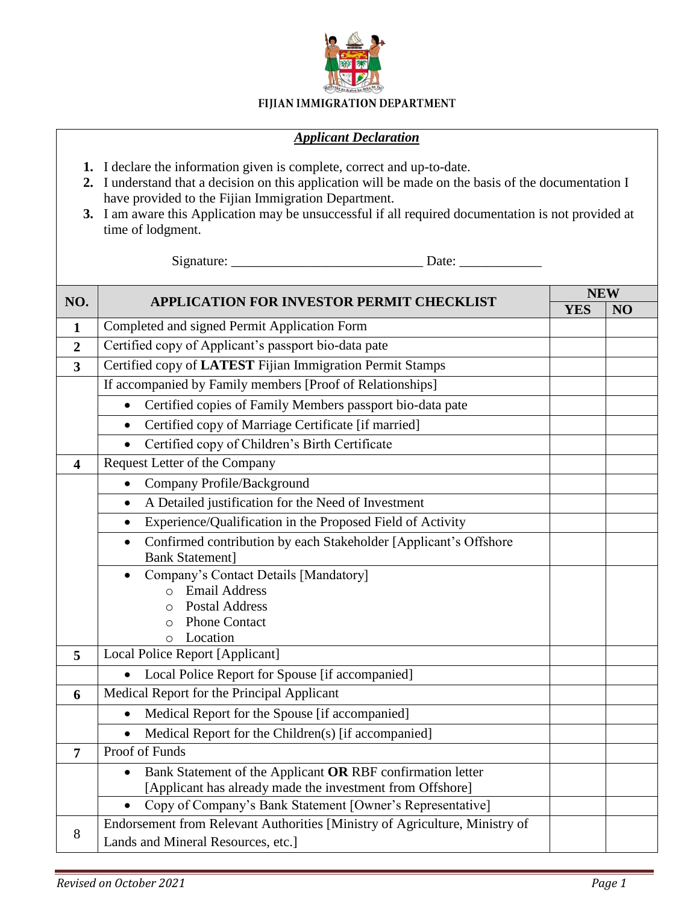# FIJIAN IMMIGRATION DEPARTMENT

## ***Applicant Declaration***

1. I declare the information given is complete, correct and up-to-date.
2. I understand that a decision on this application will be made on the basis of the documentation I have provided to the Fijian Immigration Department.
3. I am aware this Application may be unsuccessful if all required documentation is not provided at time of lodgment.

Signature: ___________________________ Date: ____________

| NO. | APPLICATION FOR INVESTOR PERMIT CHECKLIST | NEW | |
|---|---|---|---|
| | | YES | NO |
| 1 | Completed and signed Permit Application Form | | |
| 2 | Certified copy of Applicant's passport bio-data pate | | |
| 3 | Certified copy of **LATEST** Fijian Immigration Permit Stamps | | |
| | If accompanied by Family members [Proof of Relationships] | | |
| | • Certified copies of Family Members passport bio-data pate | | |
| | • Certified copy of Marriage Certificate [if married] | | |
| | • Certified copy of Children's Birth Certificate | | |
| 4 | Request Letter of the Company | | |
| | • Company Profile/Background | | |
| | • A Detailed justification for the Need of Investment | | |
| | • Experience/Qualification in the Proposed Field of Activity | | |
| | • Confirmed contribution by each Stakeholder [Applicant's Offshore Bank Statement] | | |
| | • Company's Contact Details [Mandatory]<br>○ Email Address<br>○ Postal Address<br>○ Phone Contact<br>○ Location | | |
| 5 | Local Police Report [Applicant] | | |
| | • Local Police Report for Spouse [if accompanied] | | |
| 6 | Medical Report for the Principal Applicant | | |
| | • Medical Report for the Spouse [if accompanied] | | |
| | • Medical Report for the Children(s) [if accompanied] | | |
| 7 | Proof of Funds | | |
| | • Bank Statement of the Applicant **OR** RBF confirmation letter [Applicant has already made the investment from Offshore] | | |
| | • Copy of Company's Bank Statement [Owner's Representative] | | |
| 8 | Endorsement from Relevant Authorities [Ministry of Agriculture, Ministry of Lands and Mineral Resources, etc.] | | |

*Revised on October 2021*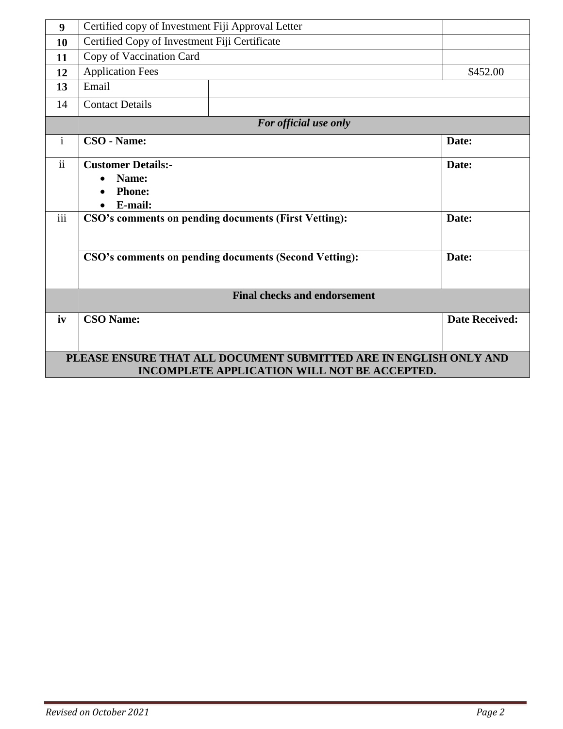| | | | | |
|---|---|---|---|---|
| **9** | Certified copy of Investment Fiji Approval Letter | | | |
| **10** | Certified Copy of Investment Fiji Certificate | | | |
| **11** | Copy of Vaccination Card | | | |
| **12** | Application Fees | | $452.00 | |
| **13** | Email | | | |
| 14 | Contact Details | | | |
| | ***For official use only*** | | | |
| i | **CSO - Name:** | | **Date:** | |
| ii | **Customer Details:-**<br>• **Name:**<br>• **Phone:**<br>• **E-mail:** | | **Date:** | |
| iii | **CSO's comments on pending documents (First Vetting):** | | **Date:** | |
| | **CSO's comments on pending documents (Second Vetting):** | | **Date:** | |
| | **Final checks and endorsement** | | | |
| **iv** | **CSO Name:** | | **Date Received:** | |

**PLEASE ENSURE THAT ALL DOCUMENT SUBMITTED ARE IN ENGLISH ONLY AND INCOMPLETE APPLICATION WILL NOT BE ACCEPTED.**

*Revised on October 2021*